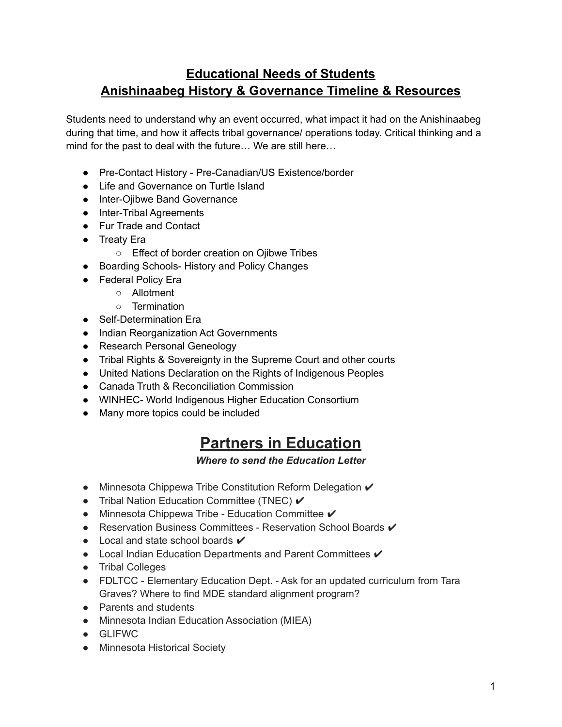# Educational Needs of Students
# Anishinaabeg History & Governance Timeline & Resources

Students need to understand why an event occurred, what impact it had on the Anishinaabeg during that time, and how it affects tribal governance/ operations today. Critical thinking and a mind for the past to deal with the future… We are still here…

- Pre-Contact History - Pre-Canadian/US Existence/border
- Life and Governance on Turtle Island
- Inter-Ojibwe Band Governance
- Inter-Tribal Agreements
- Fur Trade and Contact
- Treaty Era
  - Effect of border creation on Ojibwe Tribes
- Boarding Schools- History and Policy Changes
- Federal Policy Era
  - Allotment
  - Termination
- Self-Determination Era
- Indian Reorganization Act Governments
- Research Personal Geneology
- Tribal Rights & Sovereignty in the Supreme Court and other courts
- United Nations Declaration on the Rights of Indigenous Peoples
- Canada Truth & Reconciliation Commission
- WINHEC- World Indigenous Higher Education Consortium
- Many more topics could be included

# Partners in Education

***Where to send the Education Letter***

- Minnesota Chippewa Tribe Constitution Reform Delegation ✔
- Tribal Nation Education Committee (TNEC) ✔
- Minnesota Chippewa Tribe - Education Committee ✔
- Reservation Business Committees - Reservation School Boards ✔
- Local and state school boards ✔
- Local Indian Education Departments and Parent Committees ✔
- Tribal Colleges
- FDLTCC - Elementary Education Dept. - Ask for an updated curriculum from Tara Graves? Where to find MDE standard alignment program?
- Parents and students
- Minnesota Indian Education Association (MIEA)
- GLIFWC
- Minnesota Historical Society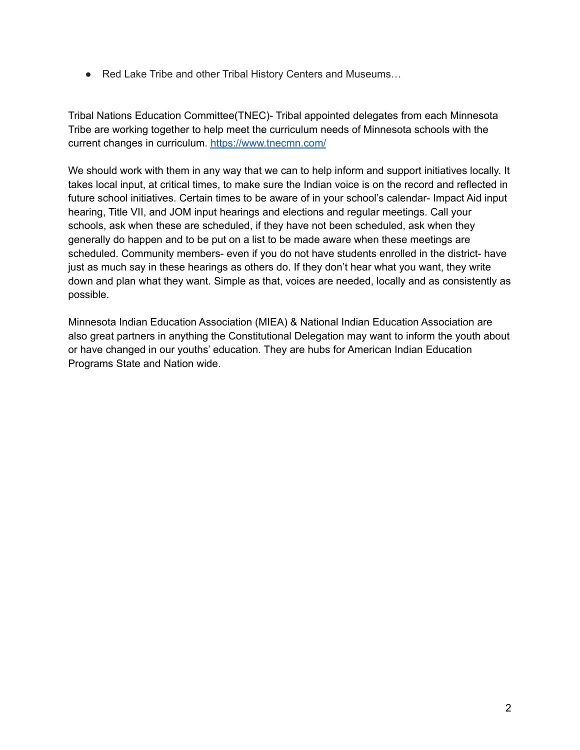- Red Lake Tribe and other Tribal History Centers and Museums…

Tribal Nations Education Committee(TNEC)- Tribal appointed delegates from each Minnesota Tribe are working together to help meet the curriculum needs of Minnesota schools with the current changes in curriculum. https://www.tnecmn.com/

We should work with them in any way that we can to help inform and support initiatives locally. It takes local input, at critical times, to make sure the Indian voice is on the record and reflected in future school initiatives. Certain times to be aware of in your school's calendar- Impact Aid input hearing, Title VII, and JOM input hearings and elections and regular meetings. Call your schools, ask when these are scheduled, if they have not been scheduled, ask when they generally do happen and to be put on a list to be made aware when these meetings are scheduled. Community members- even if you do not have students enrolled in the district- have just as much say in these hearings as others do. If they don't hear what you want, they write down and plan what they want. Simple as that, voices are needed, locally and as consistently as possible.

Minnesota Indian Education Association (MIEA) & National Indian Education Association are also great partners in anything the Constitutional Delegation may want to inform the youth about or have changed in our youths' education. They are hubs for American Indian Education Programs State and Nation wide.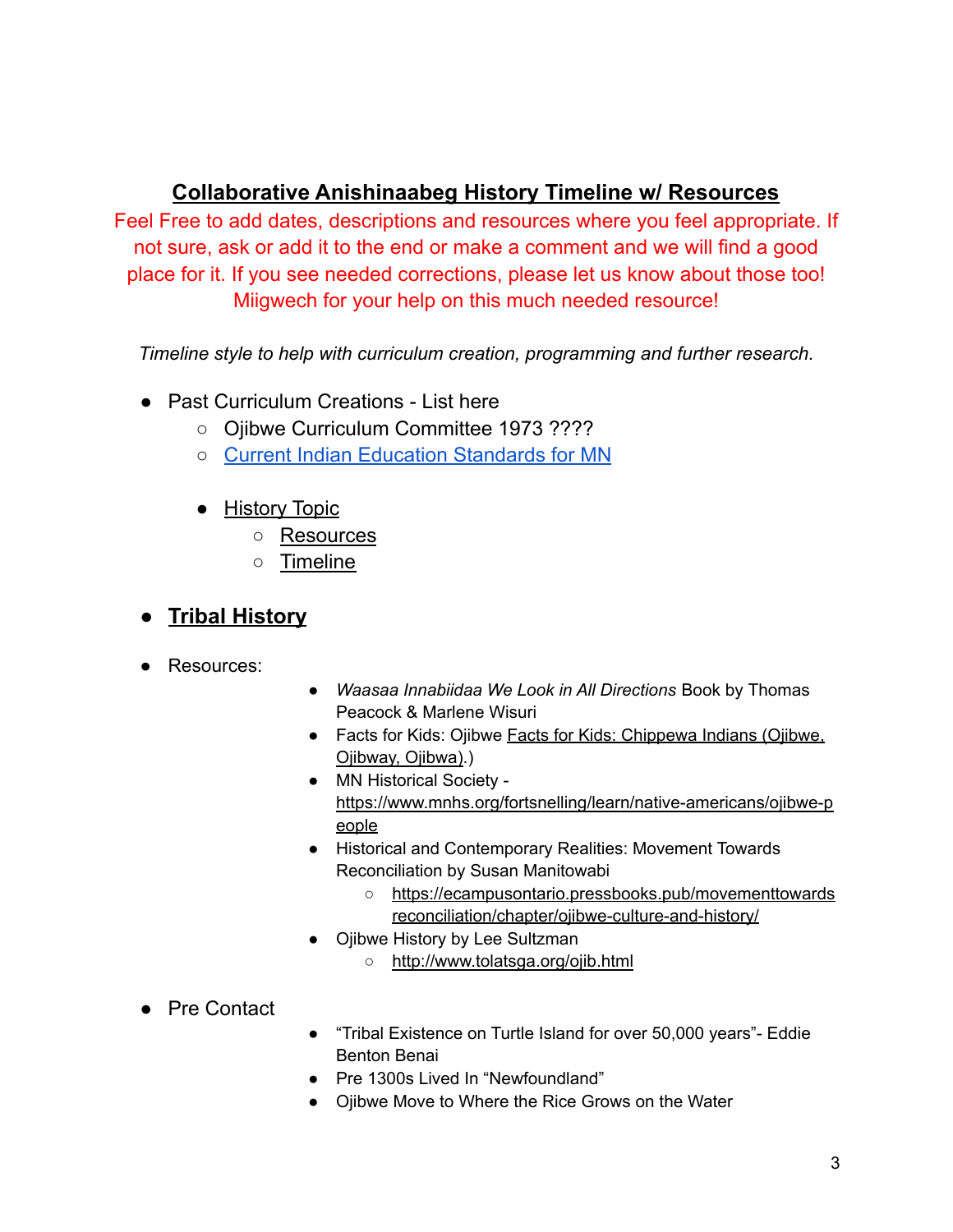# **Collaborative Anishinaabeg History Timeline w/ Resources**

Feel Free to add dates, descriptions and resources where you feel appropriate. If not sure, ask or add it to the end or make a comment and we will find a good place for it. If you see needed corrections, please let us know about those too! Miigwech for your help on this much needed resource!

*Timeline style to help with curriculum creation, programming and further research.*

- Past Curriculum Creations - List here
  - Ojibwe Curriculum Committee 1973 ????
  - Current Indian Education Standards for MN

  - History Topic
    - Resources
    - Timeline

- **Tribal History**

- Resources:
  - *Waasaa Innabiidaa We Look in All Directions* Book by Thomas Peacock & Marlene Wisuri
  - Facts for Kids: Ojibwe Facts for Kids: Chippewa Indians (Ojibwe, Ojibway, Ojibwa).)
  - MN Historical Society - https://www.mnhs.org/fortsnelling/learn/native-americans/ojibwe-people
  - Historical and Contemporary Realities: Movement Towards Reconciliation by Susan Manitowabi
    - https://ecampusontario.pressbooks.pub/movementtowardsreconciliation/chapter/ojibwe-culture-and-history/
  - Ojibwe History by Lee Sultzman
    - http://www.tolatsga.org/ojib.html

- Pre Contact
  - "Tribal Existence on Turtle Island for over 50,000 years"- Eddie Benton Benai
  - Pre 1300s Lived In "Newfoundland"
  - Ojibwe Move to Where the Rice Grows on the Water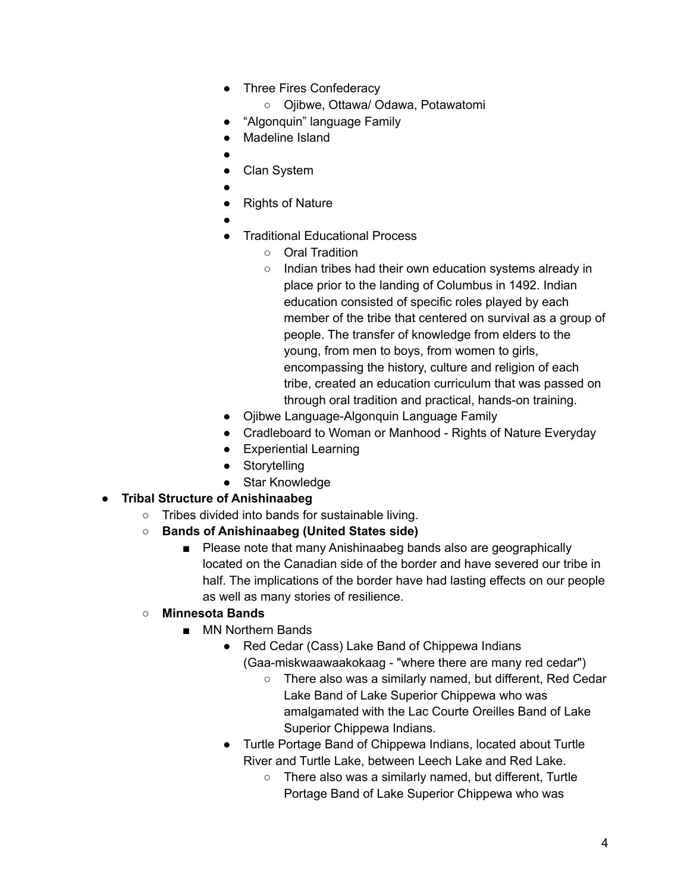- Three Fires Confederacy
  - Ojibwe, Ottawa/ Odawa, Potawatomi
- "Algonquin" language Family
- Madeline Island
- 
- Clan System
- 
- Rights of Nature
- 
- Traditional Educational Process
  - Oral Tradition
  - Indian tribes had their own education systems already in place prior to the landing of Columbus in 1492. Indian education consisted of specific roles played by each member of the tribe that centered on survival as a group of people. The transfer of knowledge from elders to the young, from men to boys, from women to girls, encompassing the history, culture and religion of each tribe, created an education curriculum that was passed on through oral tradition and practical, hands-on training.
- Ojibwe Language-Algonquin Language Family
- Cradleboard to Woman or Manhood - Rights of Nature Everyday
- Experiential Learning
- Storytelling
- Star Knowledge

- **Tribal Structure of Anishinaabeg**
  - Tribes divided into bands for sustainable living.
  - **Bands of Anishinaabeg (United States side)**
    - Please note that many Anishinaabeg bands also are geographically located on the Canadian side of the border and have severed our tribe in half. The implications of the border have had lasting effects on our people as well as many stories of resilience.
  - **Minnesota Bands**
    - MN Northern Bands
      - Red Cedar (Cass) Lake Band of Chippewa Indians (Gaa-miskwaawaakokaag - "where there are many red cedar")
        - There also was a similarly named, but different, Red Cedar Lake Band of Lake Superior Chippewa who was amalgamated with the Lac Courte Oreilles Band of Lake Superior Chippewa Indians.
      - Turtle Portage Band of Chippewa Indians, located about Turtle River and Turtle Lake, between Leech Lake and Red Lake.
        - There also was a similarly named, but different, Turtle Portage Band of Lake Superior Chippewa who was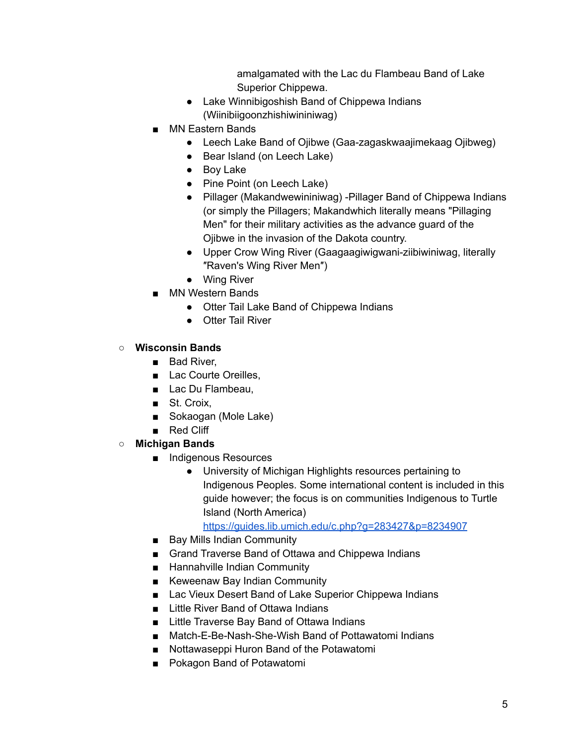amalgamated with the Lac du Flambeau Band of Lake Superior Chippewa.
    - Lake Winnibigoshish Band of Chippewa Indians (Wiinibiigoonzhishiwininiwag)
  - MN Eastern Bands
    - Leech Lake Band of Ojibwe (Gaa-zagaskwaajimekaag Ojibweg)
    - Bear Island (on Leech Lake)
    - Boy Lake
    - Pine Point (on Leech Lake)
    - Pillager (Makandwewininiwag) -Pillager Band of Chippewa Indians (or simply the Pillagers; Makandwhich literally means "Pillaging Men" for their military activities as the advance guard of the Ojibwe in the invasion of the Dakota country.
    - Upper Crow Wing River (Gaagaagiwigwani-ziibiwininiwag, literally ″Raven's Wing River Men″)
    - Wing River
  - MN Western Bands
    - Otter Tail Lake Band of Chippewa Indians
    - Otter Tail River

- **Wisconsin Bands**
  - Bad River,
  - Lac Courte Oreilles,
  - Lac Du Flambeau,
  - St. Croix,
  - Sokaogan (Mole Lake)
  - Red Cliff
- **Michigan Bands**
  - Indigenous Resources
    - University of Michigan Highlights resources pertaining to Indigenous Peoples. Some international content is included in this guide however; the focus is on communities Indigenous to Turtle Island (North America) https://guides.lib.umich.edu/c.php?g=283427&p=8234907
  - Bay Mills Indian Community
  - Grand Traverse Band of Ottawa and Chippewa Indians
  - Hannahville Indian Community
  - Keweenaw Bay Indian Community
  - Lac Vieux Desert Band of Lake Superior Chippewa Indians
  - Little River Band of Ottawa Indians
  - Little Traverse Bay Band of Ottawa Indians
  - Match-E-Be-Nash-She-Wish Band of Pottawatomi Indians
  - Nottawaseppi Huron Band of the Potawatomi
  - Pokagon Band of Potawatomi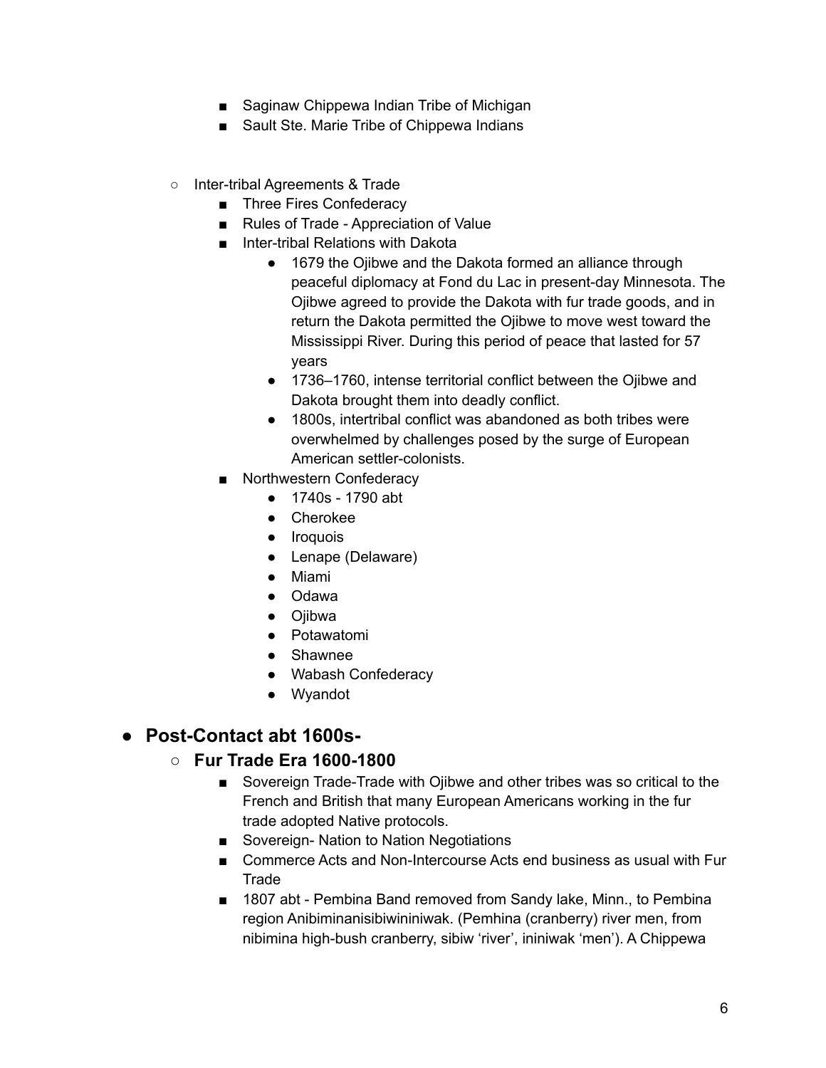- Saginaw Chippewa Indian Tribe of Michigan
        - Sault Ste. Marie Tribe of Chippewa Indians

    - Inter-tribal Agreements & Trade
        - Three Fires Confederacy
        - Rules of Trade - Appreciation of Value
        - Inter-tribal Relations with Dakota
            - 1679 the Ojibwe and the Dakota formed an alliance through peaceful diplomacy at Fond du Lac in present-day Minnesota. The Ojibwe agreed to provide the Dakota with fur trade goods, and in return the Dakota permitted the Ojibwe to move west toward the Mississippi River. During this period of peace that lasted for 57 years
            - 1736–1760, intense territorial conflict between the Ojibwe and Dakota brought them into deadly conflict.
            - 1800s, intertribal conflict was abandoned as both tribes were overwhelmed by challenges posed by the surge of European American settler-colonists.
        - Northwestern Confederacy
            - 1740s - 1790 abt
            - Cherokee
            - Iroquois
            - Lenape (Delaware)
            - Miami
            - Odawa
            - Ojibwa
            - Potawatomi
            - Shawnee
            - Wabash Confederacy
            - Wyandot

- **Post-Contact abt 1600s-**
    - **Fur Trade Era 1600-1800**
        - Sovereign Trade-Trade with Ojibwe and other tribes was so critical to the French and British that many European Americans working in the fur trade adopted Native protocols.
        - Sovereign- Nation to Nation Negotiations
        - Commerce Acts and Non-Intercourse Acts end business as usual with Fur Trade
        - 1807 abt - Pembina Band removed from Sandy lake, Minn., to Pembina region Anibiminanisibiwininiwak. (Pemhina (cranberry) river men, from nibimina high-bush cranberry, sibiw 'river', ininiwak 'men'). A Chippewa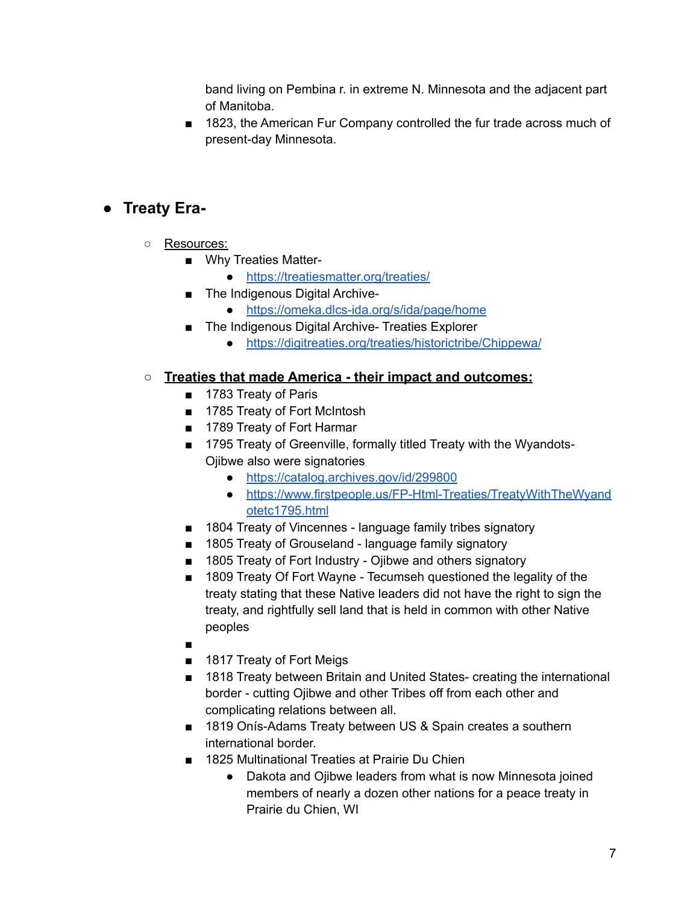band living on Pembina r. in extreme N. Minnesota and the adjacent part of Manitoba.
    - 1823, the American Fur Company controlled the fur trade across much of present-day Minnesota.

- **Treaty Era-**
  - <u>Resources:</u>
    - Why Treaties Matter-
      - https://treatiesmatter.org/treaties/
    - The Indigenous Digital Archive-
      - https://omeka.dlcs-ida.org/s/ida/page/home
    - The Indigenous Digital Archive- Treaties Explorer
      - https://digitreaties.org/treaties/historictribe/Chippewa/
  - **<u>Treaties that made America - their impact and outcomes:</u>**
    - 1783 Treaty of Paris
    - 1785 Treaty of Fort McIntosh
    - 1789 Treaty of Fort Harmar
    - 1795 Treaty of Greenville, formally titled Treaty with the Wyandots- Ojibwe also were signatories
      - https://catalog.archives.gov/id/299800
      - https://www.firstpeople.us/FP-Html-Treaties/TreatyWithTheWyandotetc1795.html
    - 1804 Treaty of Vincennes - language family tribes signatory
    - 1805 Treaty of Grouseland - language family signatory
    - 1805 Treaty of Fort Industry - Ojibwe and others signatory
    - 1809 Treaty Of Fort Wayne - Tecumseh questioned the legality of the treaty stating that these Native leaders did not have the right to sign the treaty, and rightfully sell land that is held in common with other Native peoples
    - 
    - 1817 Treaty of Fort Meigs
    - 1818 Treaty between Britain and United States- creating the international border - cutting Ojibwe and other Tribes off from each other and complicating relations between all.
    - 1819 Onís-Adams Treaty between US & Spain creates a southern international border.
    - 1825 Multinational Treaties at Prairie Du Chien
      - Dakota and Ojibwe leaders from what is now Minnesota joined members of nearly a dozen other nations for a peace treaty in Prairie du Chien, WI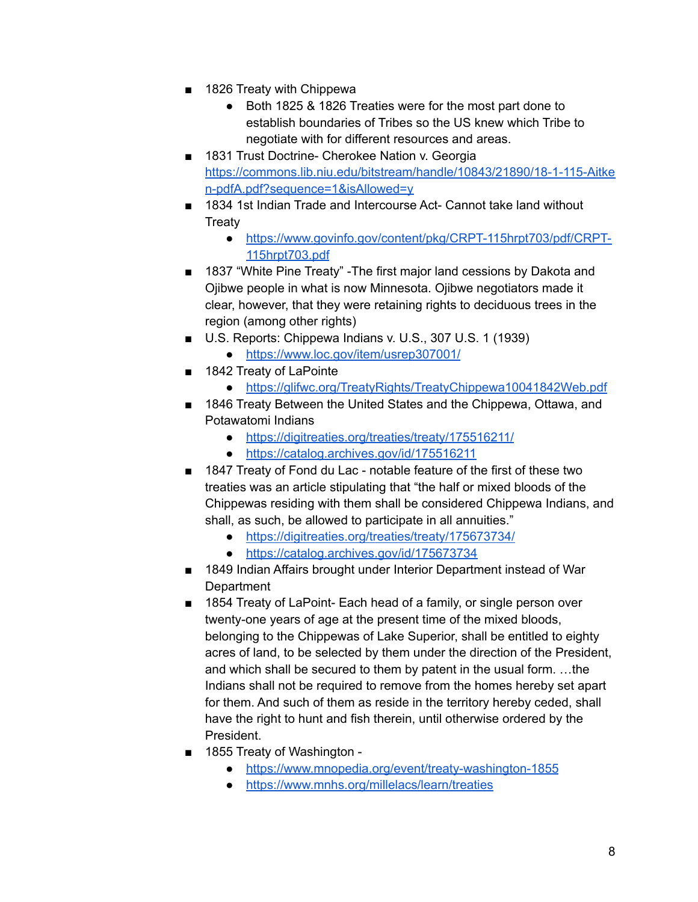- 1826 Treaty with Chippewa
    - Both 1825 & 1826 Treaties were for the most part done to establish boundaries of Tribes so the US knew which Tribe to negotiate with for different resources and areas.
- 1831 Trust Doctrine- Cherokee Nation v. Georgia https://commons.lib.niu.edu/bitstream/handle/10843/21890/18-1-115-Aitken-pdfA.pdf?sequence=1&isAllowed=y
- 1834 1st Indian Trade and Intercourse Act- Cannot take land without Treaty
    - https://www.govinfo.gov/content/pkg/CRPT-115hrpt703/pdf/CRPT-115hrpt703.pdf
- 1837 "White Pine Treaty" -The first major land cessions by Dakota and Ojibwe people in what is now Minnesota. Ojibwe negotiators made it clear, however, that they were retaining rights to deciduous trees in the region (among other rights)
- U.S. Reports: Chippewa Indians v. U.S., 307 U.S. 1 (1939)
    - https://www.loc.gov/item/usrep307001/
- 1842 Treaty of LaPointe
    - https://glifwc.org/TreatyRights/TreatyChippewa10041842Web.pdf
- 1846 Treaty Between the United States and the Chippewa, Ottawa, and Potawatomi Indians
    - https://digitreaties.org/treaties/treaty/175516211/
    - https://catalog.archives.gov/id/175516211
- 1847 Treaty of Fond du Lac - notable feature of the first of these two treaties was an article stipulating that "the half or mixed bloods of the Chippewas residing with them shall be considered Chippewa Indians, and shall, as such, be allowed to participate in all annuities."
    - https://digitreaties.org/treaties/treaty/175673734/
    - https://catalog.archives.gov/id/175673734
- 1849 Indian Affairs brought under Interior Department instead of War Department
- 1854 Treaty of LaPoint- Each head of a family, or single person over twenty-one years of age at the present time of the mixed bloods, belonging to the Chippewas of Lake Superior, shall be entitled to eighty acres of land, to be selected by them under the direction of the President, and which shall be secured to them by patent in the usual form. …the Indians shall not be required to remove from the homes hereby set apart for them. And such of them as reside in the territory hereby ceded, shall have the right to hunt and fish therein, until otherwise ordered by the President.
- 1855 Treaty of Washington -
    - https://www.mnopedia.org/event/treaty-washington-1855
    - https://www.mnhs.org/millelacs/learn/treaties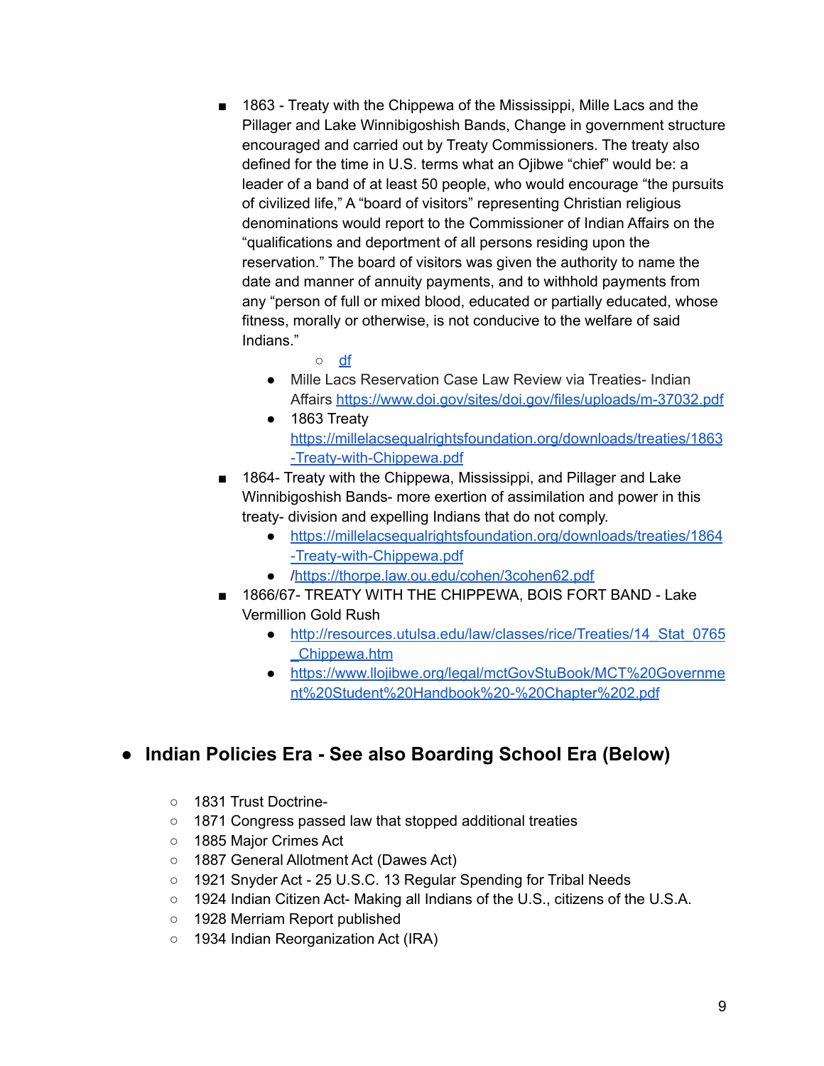- 1863 - Treaty with the Chippewa of the Mississippi, Mille Lacs and the Pillager and Lake Winnibigoshish Bands, Change in government structure encouraged and carried out by Treaty Commissioners. The treaty also defined for the time in U.S. terms what an Ojibwe "chief" would be: a leader of a band of at least 50 people, who would encourage "the pursuits of civilized life," A "board of visitors" representing Christian religious denominations would report to the Commissioner of Indian Affairs on the "qualifications and deportment of all persons residing upon the reservation." The board of visitors was given the authority to name the date and manner of annuity payments, and to withhold payments from any "person of full or mixed blood, educated or partially educated, whose fitness, morally or otherwise, is not conducive to the welfare of said Indians."
    - df
  - Mille Lacs Reservation Case Law Review via Treaties- Indian Affairs https://www.doi.gov/sites/doi.gov/files/uploads/m-37032.pdf
  - 1863 Treaty https://millelacsequalrightsfoundation.org/downloads/treaties/1863-Treaty-with-Chippewa.pdf
- 1864- Treaty with the Chippewa, Mississippi, and Pillager and Lake Winnibigoshish Bands- more exertion of assimilation and power in this treaty- division and expelling Indians that do not comply.
  - https://millelacsequalrightsfoundation.org/downloads/treaties/1864-Treaty-with-Chippewa.pdf
  - /https://thorpe.law.ou.edu/cohen/3cohen62.pdf
- 1866/67- TREATY WITH THE CHIPPEWA, BOIS FORT BAND - Lake Vermillion Gold Rush
  - http://resources.utulsa.edu/law/classes/rice/Treaties/14_Stat_0765_Chippewa.htm
  - https://www.llojibwe.org/legal/mctGovStuBook/MCT%20Government%20Student%20Handbook%20-%20Chapter%202.pdf

## Indian Policies Era - See also Boarding School Era (Below)

- 1831 Trust Doctrine-
- 1871 Congress passed law that stopped additional treaties
- 1885 Major Crimes Act
- 1887 General Allotment Act (Dawes Act)
- 1921 Snyder Act - 25 U.S.C. 13 Regular Spending for Tribal Needs
- 1924 Indian Citizen Act- Making all Indians of the U.S., citizens of the U.S.A.
- 1928 Merriam Report published
- 1934 Indian Reorganization Act (IRA)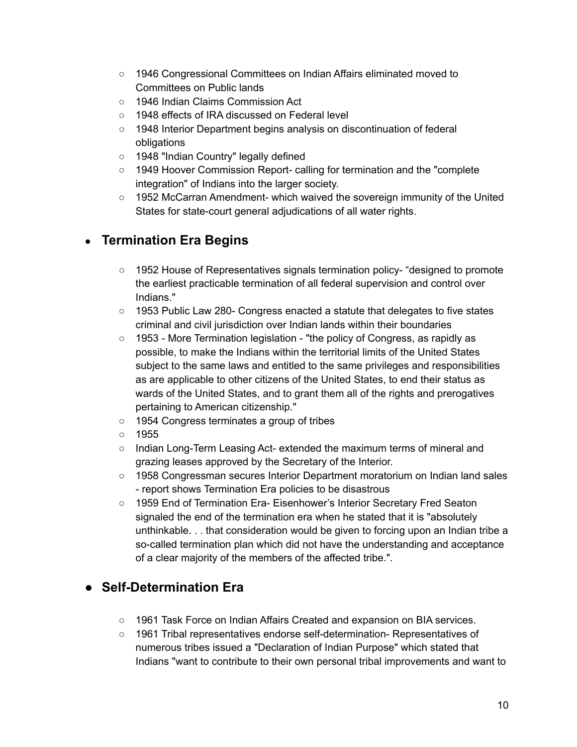- 1946 Congressional Committees on Indian Affairs eliminated moved to Committees on Public lands
- 1946 Indian Claims Commission Act
- 1948 effects of IRA discussed on Federal level
- 1948 Interior Department begins analysis on discontinuation of federal obligations
- 1948 "Indian Country" legally defined
- 1949 Hoover Commission Report- calling for termination and the "complete integration" of Indians into the larger society.
- 1952 McCarran Amendment- which waived the sovereign immunity of the United States for state-court general adjudications of all water rights.

## Termination Era Begins

- 1952 House of Representatives signals termination policy- “designed to promote the earliest practicable termination of all federal supervision and control over Indians."
- 1953 Public Law 280- Congress enacted a statute that delegates to five states criminal and civil jurisdiction over Indian lands within their boundaries
- 1953 - More Termination legislation - "the policy of Congress, as rapidly as possible, to make the Indians within the territorial limits of the United States subject to the same laws and entitled to the same privileges and responsibilities as are applicable to other citizens of the United States, to end their status as wards of the United States, and to grant them all of the rights and prerogatives pertaining to American citizenship."
- 1954 Congress terminates a group of tribes
- 1955
- Indian Long-Term Leasing Act- extended the maximum terms of mineral and grazing leases approved by the Secretary of the Interior.
- 1958 Congressman secures Interior Department moratorium on Indian land sales - report shows Termination Era policies to be disastrous
- 1959 End of Termination Era- Eisenhower’s Interior Secretary Fred Seaton signaled the end of the termination era when he stated that it is "absolutely unthinkable. . . that consideration would be given to forcing upon an Indian tribe a so-called termination plan which did not have the understanding and acceptance of a clear majority of the members of the affected tribe.".

## Self-Determination Era

- 1961 Task Force on Indian Affairs Created and expansion on BIA services.
- 1961 Tribal representatives endorse self-determination- Representatives of numerous tribes issued a "Declaration of Indian Purpose" which stated that Indians "want to contribute to their own personal tribal improvements and want to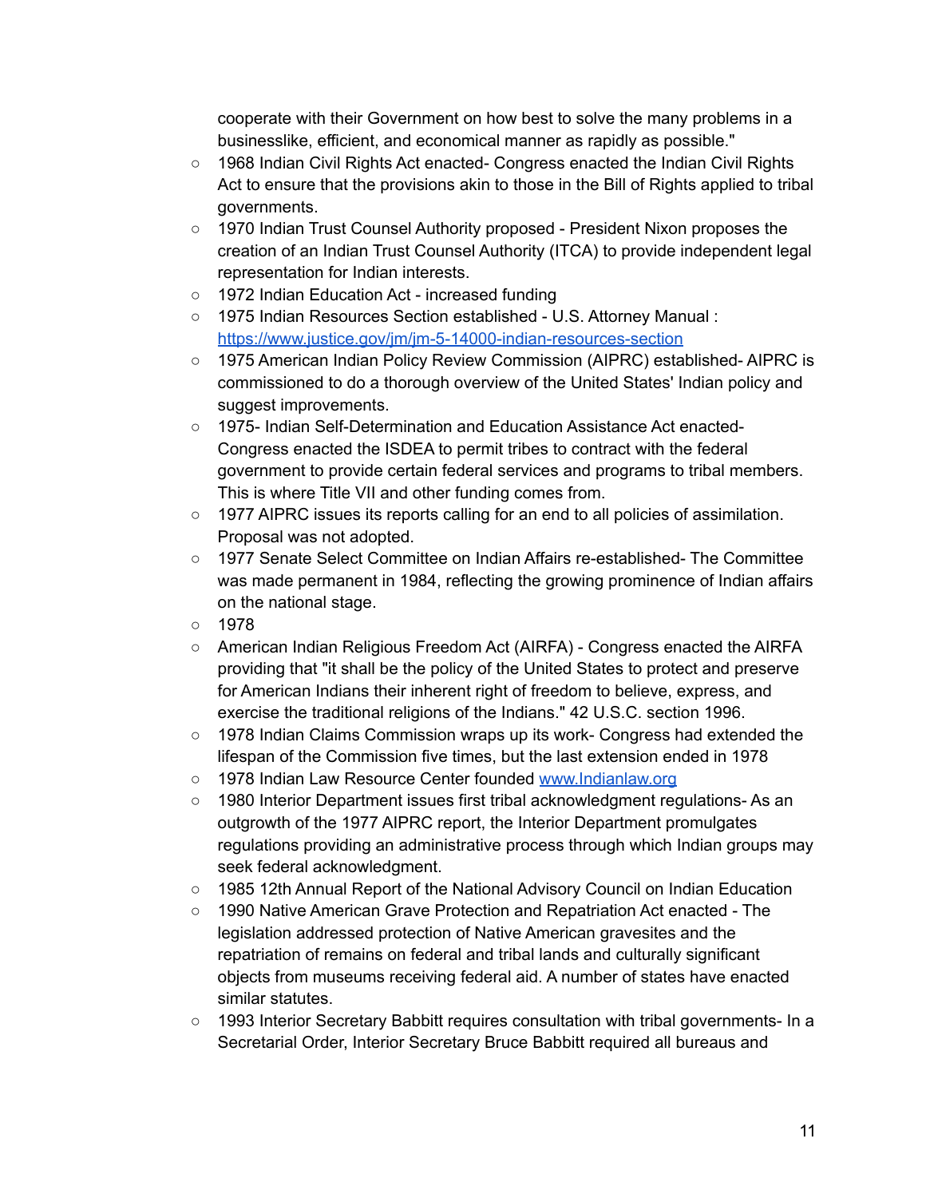cooperate with their Government on how best to solve the many problems in a businesslike, efficient, and economical manner as rapidly as possible."

- 1968 Indian Civil Rights Act enacted- Congress enacted the Indian Civil Rights Act to ensure that the provisions akin to those in the Bill of Rights applied to tribal governments.
- 1970 Indian Trust Counsel Authority proposed - President Nixon proposes the creation of an Indian Trust Counsel Authority (ITCA) to provide independent legal representation for Indian interests.
- 1972 Indian Education Act - increased funding
- 1975 Indian Resources Section established - U.S. Attorney Manual : [https://www.justice.gov/jm/jm-5-14000-indian-resources-section](https://www.justice.gov/jm/jm-5-14000-indian-resources-section)
- 1975 American Indian Policy Review Commission (AIPRC) established- AIPRC is commissioned to do a thorough overview of the United States' Indian policy and suggest improvements.
- 1975- Indian Self-Determination and Education Assistance Act enacted- Congress enacted the ISDEA to permit tribes to contract with the federal government to provide certain federal services and programs to tribal members. This is where Title VII and other funding comes from.
- 1977 AIPRC issues its reports calling for an end to all policies of assimilation. Proposal was not adopted.
- 1977 Senate Select Committee on Indian Affairs re-established- The Committee was made permanent in 1984, reflecting the growing prominence of Indian affairs on the national stage.
- 1978
- American Indian Religious Freedom Act (AIRFA) - Congress enacted the AIRFA providing that "it shall be the policy of the United States to protect and preserve for American Indians their inherent right of freedom to believe, express, and exercise the traditional religions of the Indians." 42 U.S.C. section 1996.
- 1978 Indian Claims Commission wraps up its work- Congress had extended the lifespan of the Commission five times, but the last extension ended in 1978
- 1978 Indian Law Resource Center founded [www.Indianlaw.org](www.Indianlaw.org)
- 1980 Interior Department issues first tribal acknowledgment regulations- As an outgrowth of the 1977 AIPRC report, the Interior Department promulgates regulations providing an administrative process through which Indian groups may seek federal acknowledgment.
- 1985 12th Annual Report of the National Advisory Council on Indian Education
- 1990 Native American Grave Protection and Repatriation Act enacted - The legislation addressed protection of Native American gravesites and the repatriation of remains on federal and tribal lands and culturally significant objects from museums receiving federal aid. A number of states have enacted similar statutes.
- 1993 Interior Secretary Babbitt requires consultation with tribal governments- In a Secretarial Order, Interior Secretary Bruce Babbitt required all bureaus and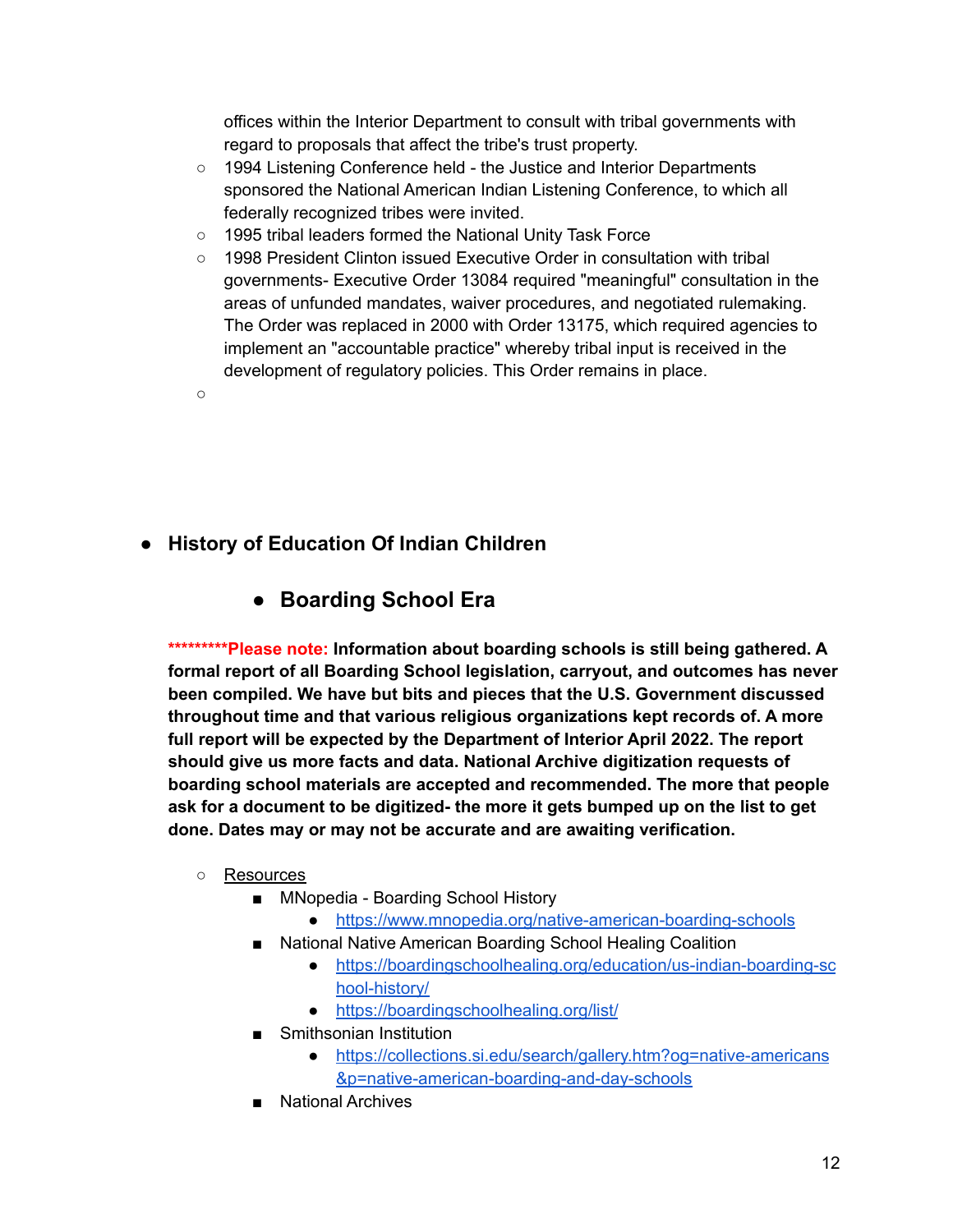offices within the Interior Department to consult with tribal governments with regard to proposals that affect the tribe's trust property.
  - 1994 Listening Conference held - the Justice and Interior Departments sponsored the National American Indian Listening Conference, to which all federally recognized tribes were invited.
  - 1995 tribal leaders formed the National Unity Task Force
  - 1998 President Clinton issued Executive Order in consultation with tribal governments- Executive Order 13084 required "meaningful" consultation in the areas of unfunded mandates, waiver procedures, and negotiated rulemaking. The Order was replaced in 2000 with Order 13175, which required agencies to implement an "accountable practice" whereby tribal input is received in the development of regulatory policies. This Order remains in place.
  -

- **History of Education Of Indian Children**

  - **Boarding School Era**

**\*\*\*\*\*\*\*\*\*Please note: Information about boarding schools is still being gathered. A formal report of all Boarding School legislation, carryout, and outcomes has never been compiled. We have but bits and pieces that the U.S. Government discussed throughout time and that various religious organizations kept records of. A more full report will be expected by the Department of Interior April 2022. The report should give us more facts and data. National Archive digitization requests of boarding school materials are accepted and recommended. The more that people ask for a document to be digitized- the more it gets bumped up on the list to get done. Dates may or may not be accurate and are awaiting verification.**

- Resources
  - MNopedia - Boarding School History
    - https://www.mnopedia.org/native-american-boarding-schools
  - National Native American Boarding School Healing Coalition
    - https://boardingschoolhealing.org/education/us-indian-boarding-school-history/
    - https://boardingschoolhealing.org/list/
  - Smithsonian Institution
    - https://collections.si.edu/search/gallery.htm?og=native-americans&p=native-american-boarding-and-day-schools
  - National Archives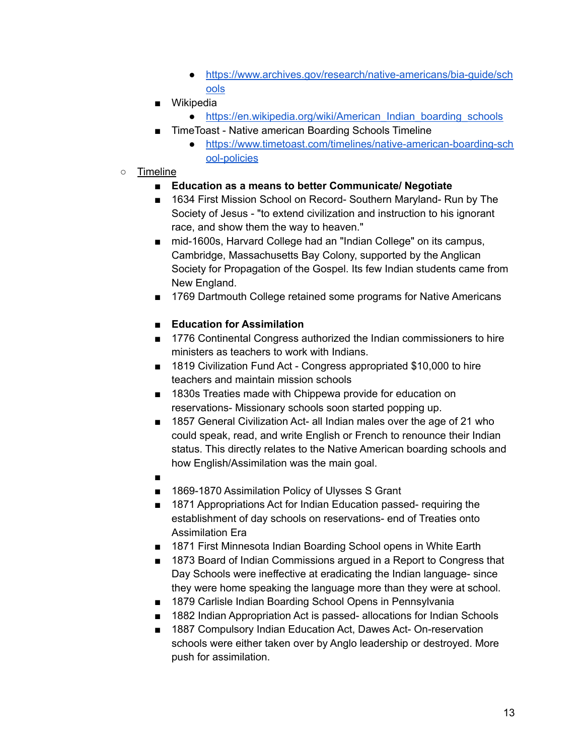- https://www.archives.gov/research/native-americans/bia-guide/schools
        - Wikipedia
            - https://en.wikipedia.org/wiki/American_Indian_boarding_schools
        - TimeToast - Native american Boarding Schools Timeline
            - https://www.timetoast.com/timelines/native-american-boarding-school-policies
    - Timeline
        - **Education as a means to better Communicate/ Negotiate**
        - 1634 First Mission School on Record- Southern Maryland- Run by The Society of Jesus - "to extend civilization and instruction to his ignorant race, and show them the way to heaven."
        - mid-1600s, Harvard College had an "Indian College" on its campus, Cambridge, Massachusetts Bay Colony, supported by the Anglican Society for Propagation of the Gospel. Its few Indian students came from New England.
        - 1769 Dartmouth College retained some programs for Native Americans

        - **Education for Assimilation**
        - 1776 Continental Congress authorized the Indian commissioners to hire ministers as teachers to work with Indians.
        - 1819 Civilization Fund Act - Congress appropriated $10,000 to hire teachers and maintain mission schools
        - 1830s Treaties made with Chippewa provide for education on reservations- Missionary schools soon started popping up.
        - 1857 General Civilization Act- all Indian males over the age of 21 who could speak, read, and write English or French to renounce their Indian status. This directly relates to the Native American boarding schools and how English/Assimilation was the main goal.
        - 
        - 1869-1870 Assimilation Policy of Ulysses S Grant
        - 1871 Appropriations Act for Indian Education passed- requiring the establishment of day schools on reservations- end of Treaties onto Assimilation Era
        - 1871 First Minnesota Indian Boarding School opens in White Earth
        - 1873 Board of Indian Commissions argued in a Report to Congress that Day Schools were ineffective at eradicating the Indian language- since they were home speaking the language more than they were at school.
        - 1879 Carlisle Indian Boarding School Opens in Pennsylvania
        - 1882 Indian Appropriation Act is passed- allocations for Indian Schools
        - 1887 Compulsory Indian Education Act, Dawes Act- On-reservation schools were either taken over by Anglo leadership or destroyed. More push for assimilation.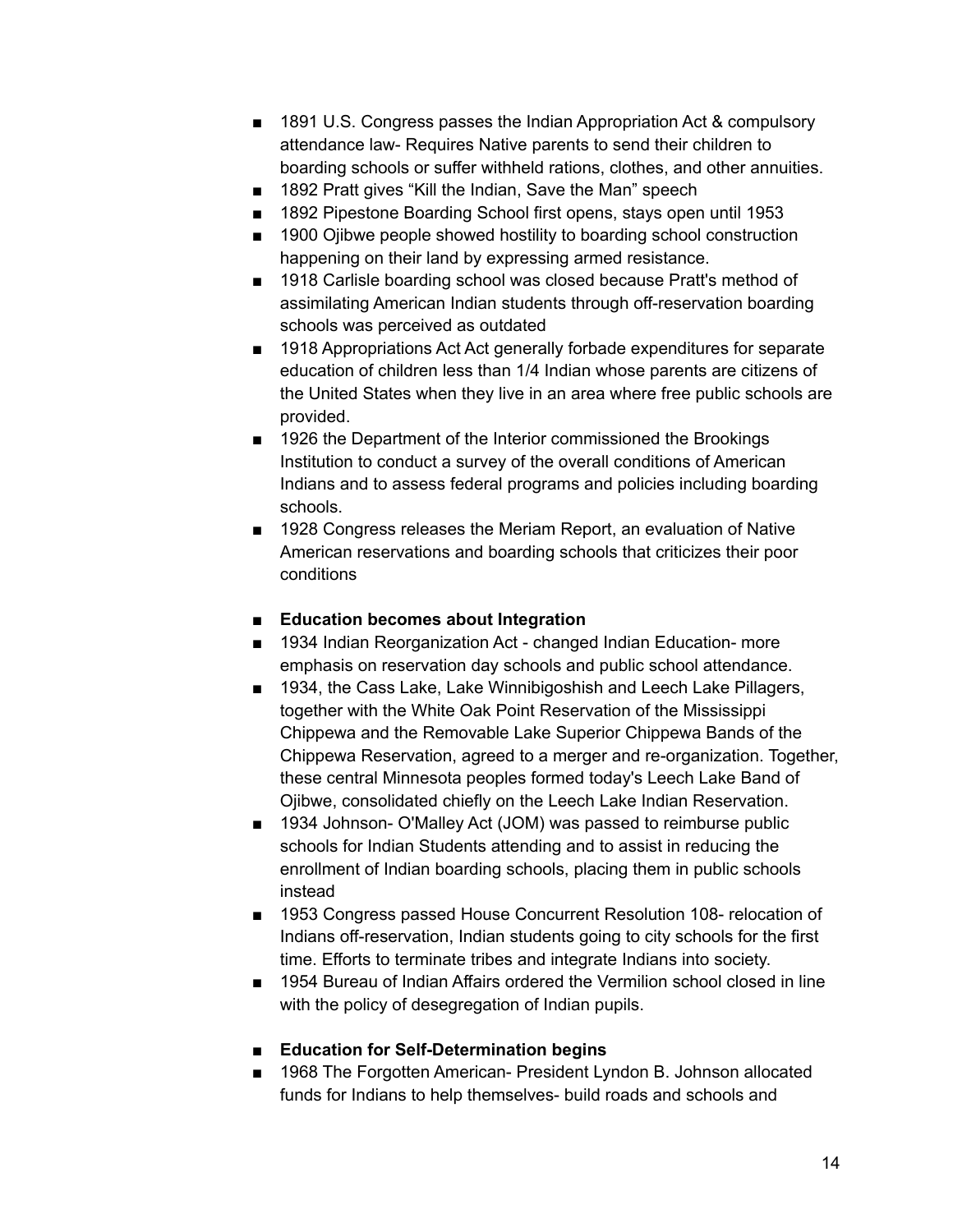- 1891 U.S. Congress passes the Indian Appropriation Act & compulsory attendance law- Requires Native parents to send their children to boarding schools or suffer withheld rations, clothes, and other annuities.
- 1892 Pratt gives “Kill the Indian, Save the Man” speech
- 1892 Pipestone Boarding School first opens, stays open until 1953
- 1900 Ojibwe people showed hostility to boarding school construction happening on their land by expressing armed resistance.
- 1918 Carlisle boarding school was closed because Pratt's method of assimilating American Indian students through off-reservation boarding schools was perceived as outdated
- 1918 Appropriations Act Act generally forbade expenditures for separate education of children less than 1/4 Indian whose parents are citizens of the United States when they live in an area where free public schools are provided.
- 1926 the Department of the Interior commissioned the Brookings Institution to conduct a survey of the overall conditions of American Indians and to assess federal programs and policies including boarding schools.
- 1928 Congress releases the Meriam Report, an evaluation of Native American reservations and boarding schools that criticizes their poor conditions

- **Education becomes about Integration**
- 1934 Indian Reorganization Act - changed Indian Education- more emphasis on reservation day schools and public school attendance.
- 1934, the Cass Lake, Lake Winnibigoshish and Leech Lake Pillagers, together with the White Oak Point Reservation of the Mississippi Chippewa and the Removable Lake Superior Chippewa Bands of the Chippewa Reservation, agreed to a merger and re-organization. Together, these central Minnesota peoples formed today's Leech Lake Band of Ojibwe, consolidated chiefly on the Leech Lake Indian Reservation.
- 1934 Johnson- O'Malley Act (JOM) was passed to reimburse public schools for Indian Students attending and to assist in reducing the enrollment of Indian boarding schools, placing them in public schools instead
- 1953 Congress passed House Concurrent Resolution 108- relocation of Indians off-reservation, Indian students going to city schools for the first time. Efforts to terminate tribes and integrate Indians into society.
- 1954 Bureau of Indian Affairs ordered the Vermilion school closed in line with the policy of desegregation of Indian pupils.

- **Education for Self-Determination begins**
- 1968 The Forgotten American- President Lyndon B. Johnson allocated funds for Indians to help themselves- build roads and schools and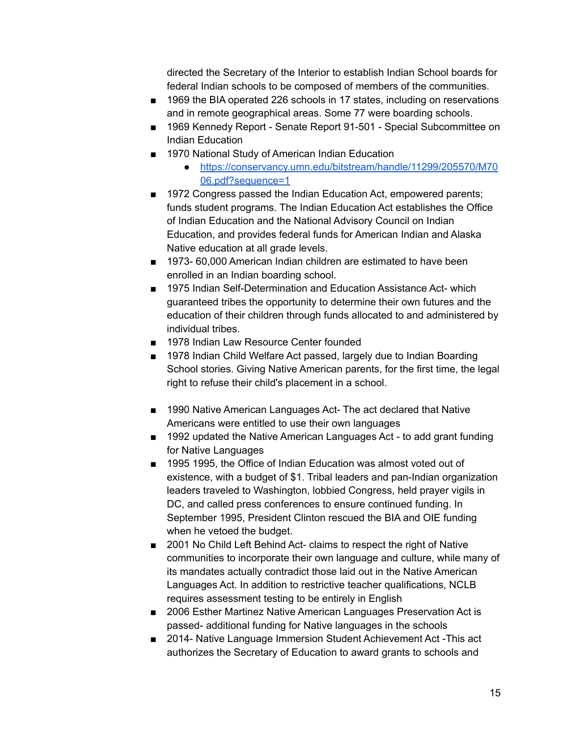directed the Secretary of the Interior to establish Indian School boards for federal Indian schools to be composed of members of the communities.

- 1969 the BIA operated 226 schools in 17 states, including on reservations and in remote geographical areas. Some 77 were boarding schools.
- 1969 Kennedy Report - Senate Report 91-501 - Special Subcommittee on Indian Education
- 1970 National Study of American Indian Education
  - [https://conservancy.umn.edu/bitstream/handle/11299/205570/M7006.pdf?sequence=1](https://conservancy.umn.edu/bitstream/handle/11299/205570/M7006.pdf?sequence=1)
- 1972 Congress passed the Indian Education Act, empowered parents; funds student programs. The Indian Education Act establishes the Office of Indian Education and the National Advisory Council on Indian Education, and provides federal funds for American Indian and Alaska Native education at all grade levels.
- 1973- 60,000 American Indian children are estimated to have been enrolled in an Indian boarding school.
- 1975 Indian Self-Determination and Education Assistance Act- which guaranteed tribes the opportunity to determine their own futures and the education of their children through funds allocated to and administered by individual tribes.
- 1978 Indian Law Resource Center founded
- 1978 Indian Child Welfare Act passed, largely due to Indian Boarding School stories. Giving Native American parents, for the first time, the legal right to refuse their child's placement in a school.

- 1990 Native American Languages Act- The act declared that Native Americans were entitled to use their own languages
- 1992 updated the Native American Languages Act - to add grant funding for Native Languages
- 1995 1995, the Office of Indian Education was almost voted out of existence, with a budget of $1. Tribal leaders and pan-Indian organization leaders traveled to Washington, lobbied Congress, held prayer vigils in DC, and called press conferences to ensure continued funding. In September 1995, President Clinton rescued the BIA and OIE funding when he vetoed the budget.
- 2001 No Child Left Behind Act- claims to respect the right of Native communities to incorporate their own language and culture, while many of its mandates actually contradict those laid out in the Native American Languages Act. In addition to restrictive teacher qualifications, NCLB requires assessment testing to be entirely in English
- 2006 Esther Martinez Native American Languages Preservation Act is passed- additional funding for Native languages in the schools
- 2014- Native Language Immersion Student Achievement Act -This act authorizes the Secretary of Education to award grants to schools and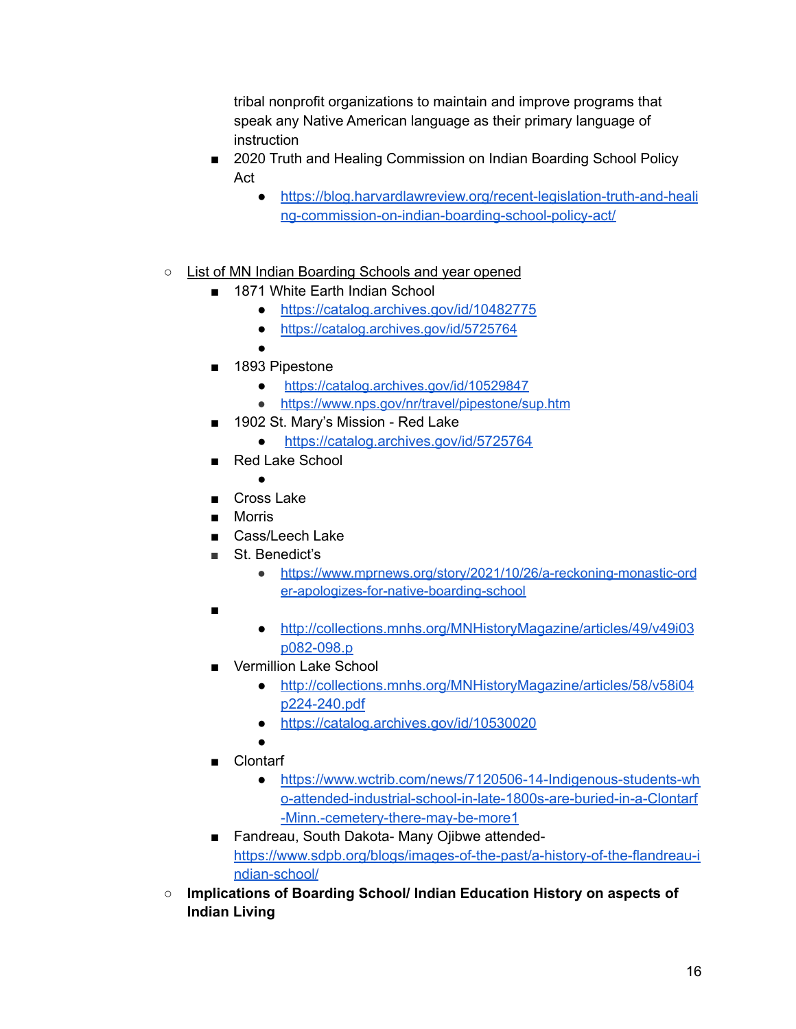tribal nonprofit organizations to maintain and improve programs that speak any Native American language as their primary language of instruction

- 2020 Truth and Healing Commission on Indian Boarding School Policy Act
    - https://blog.harvardlawreview.org/recent-legislation-truth-and-healing-commission-on-indian-boarding-school-policy-act/

- List of MN Indian Boarding Schools and year opened
    - 1871 White Earth Indian School
        - https://catalog.archives.gov/id/10482775
        - https://catalog.archives.gov/id/5725764
        -
    - 1893 Pipestone
        - https://catalog.archives.gov/id/10529847
        - https://www.nps.gov/nr/travel/pipestone/sup.htm
    - 1902 St. Mary's Mission - Red Lake
        - https://catalog.archives.gov/id/5725764
    - Red Lake School
        -
    - Cross Lake
    - Morris
    - Cass/Leech Lake
    - St. Benedict's
        - https://www.mprnews.org/story/2021/10/26/a-reckoning-monastic-order-apologizes-for-native-boarding-school
    -
        - http://collections.mnhs.org/MNHistoryMagazine/articles/49/v49i03p082-098.p
    - Vermillion Lake School
        - http://collections.mnhs.org/MNHistoryMagazine/articles/58/v58i04p224-240.pdf
        - https://catalog.archives.gov/id/10530020
        -
    - Clontarf
        - https://www.wctrib.com/news/7120506-14-Indigenous-students-who-attended-industrial-school-in-late-1800s-are-buried-in-a-Clontarf-Minn.-cemetery-there-may-be-more1
    - Fandreau, South Dakota- Many Ojibwe attended- https://www.sdpb.org/blogs/images-of-the-past/a-history-of-the-flandreau-indian-school/
- **Implications of Boarding School/ Indian Education History on aspects of Indian Living**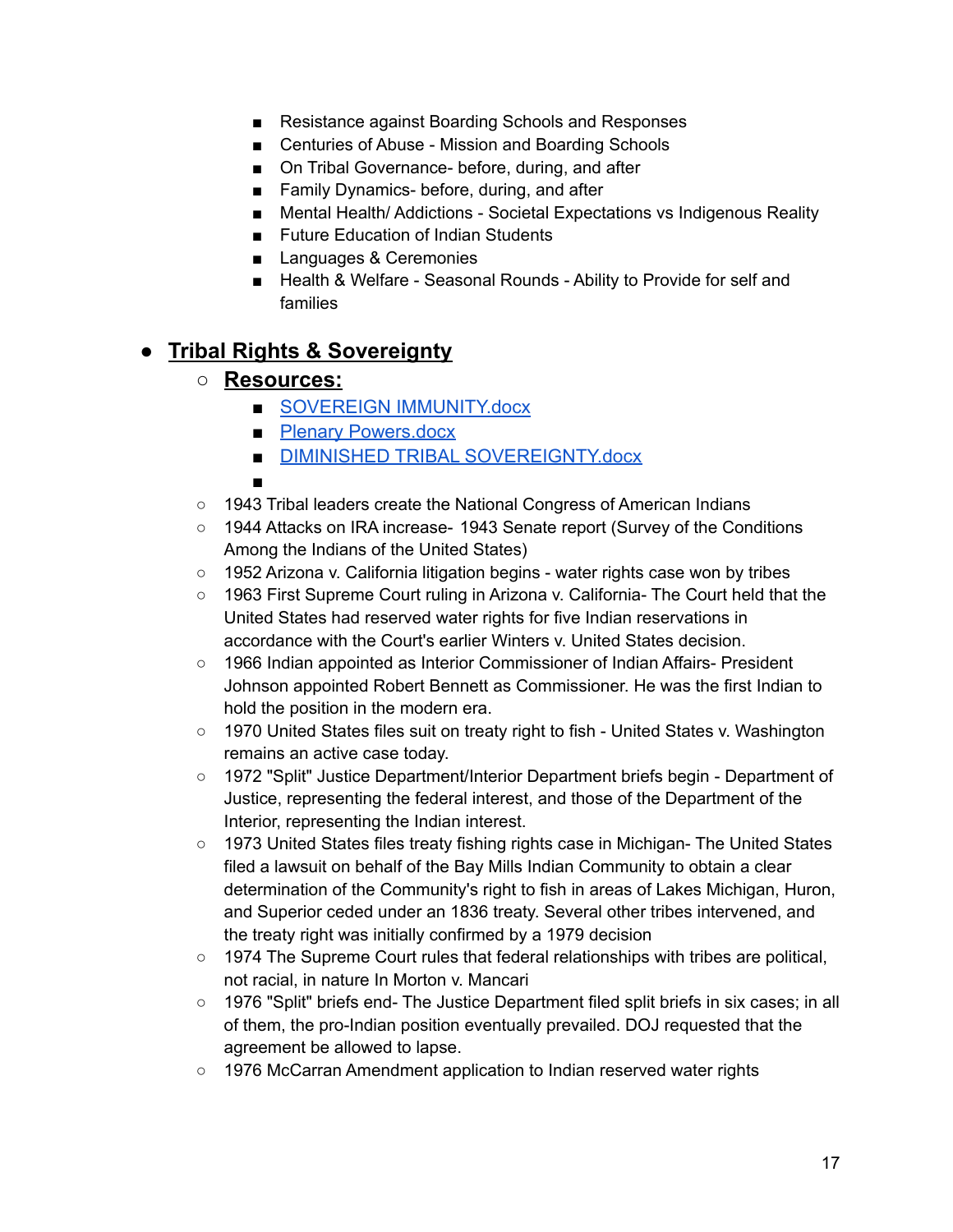- Resistance against Boarding Schools and Responses
        - Centuries of Abuse - Mission and Boarding Schools
        - On Tribal Governance- before, during, and after
        - Family Dynamics- before, during, and after
        - Mental Health/ Addictions - Societal Expectations vs Indigenous Reality
        - Future Education of Indian Students
        - Languages & Ceremonies
        - Health & Welfare - Seasonal Rounds - Ability to Provide for self and families

- **<u>Tribal Rights & Sovereignty</u>**
    - **<u>Resources:</u>**
        - SOVEREIGN IMMUNITY.docx
        - Plenary Powers.docx
        - DIMINISHED TRIBAL SOVEREIGNTY.docx
        -
    - 1943 Tribal leaders create the National Congress of American Indians
    - 1944 Attacks on IRA increase- 1943 Senate report (Survey of the Conditions Among the Indians of the United States)
    - 1952 Arizona v. California litigation begins - water rights case won by tribes
    - 1963 First Supreme Court ruling in Arizona v. California- The Court held that the United States had reserved water rights for five Indian reservations in accordance with the Court's earlier Winters v. United States decision.
    - 1966 Indian appointed as Interior Commissioner of Indian Affairs- President Johnson appointed Robert Bennett as Commissioner. He was the first Indian to hold the position in the modern era.
    - 1970 United States files suit on treaty right to fish - United States v. Washington remains an active case today.
    - 1972 "Split" Justice Department/Interior Department briefs begin - Department of Justice, representing the federal interest, and those of the Department of the Interior, representing the Indian interest.
    - 1973 United States files treaty fishing rights case in Michigan- The United States filed a lawsuit on behalf of the Bay Mills Indian Community to obtain a clear determination of the Community's right to fish in areas of Lakes Michigan, Huron, and Superior ceded under an 1836 treaty. Several other tribes intervened, and the treaty right was initially confirmed by a 1979 decision
    - 1974 The Supreme Court rules that federal relationships with tribes are political, not racial, in nature In Morton v. Mancari
    - 1976 "Split" briefs end- The Justice Department filed split briefs in six cases; in all of them, the pro-Indian position eventually prevailed. DOJ requested that the agreement be allowed to lapse.
    - 1976 McCarran Amendment application to Indian reserved water rights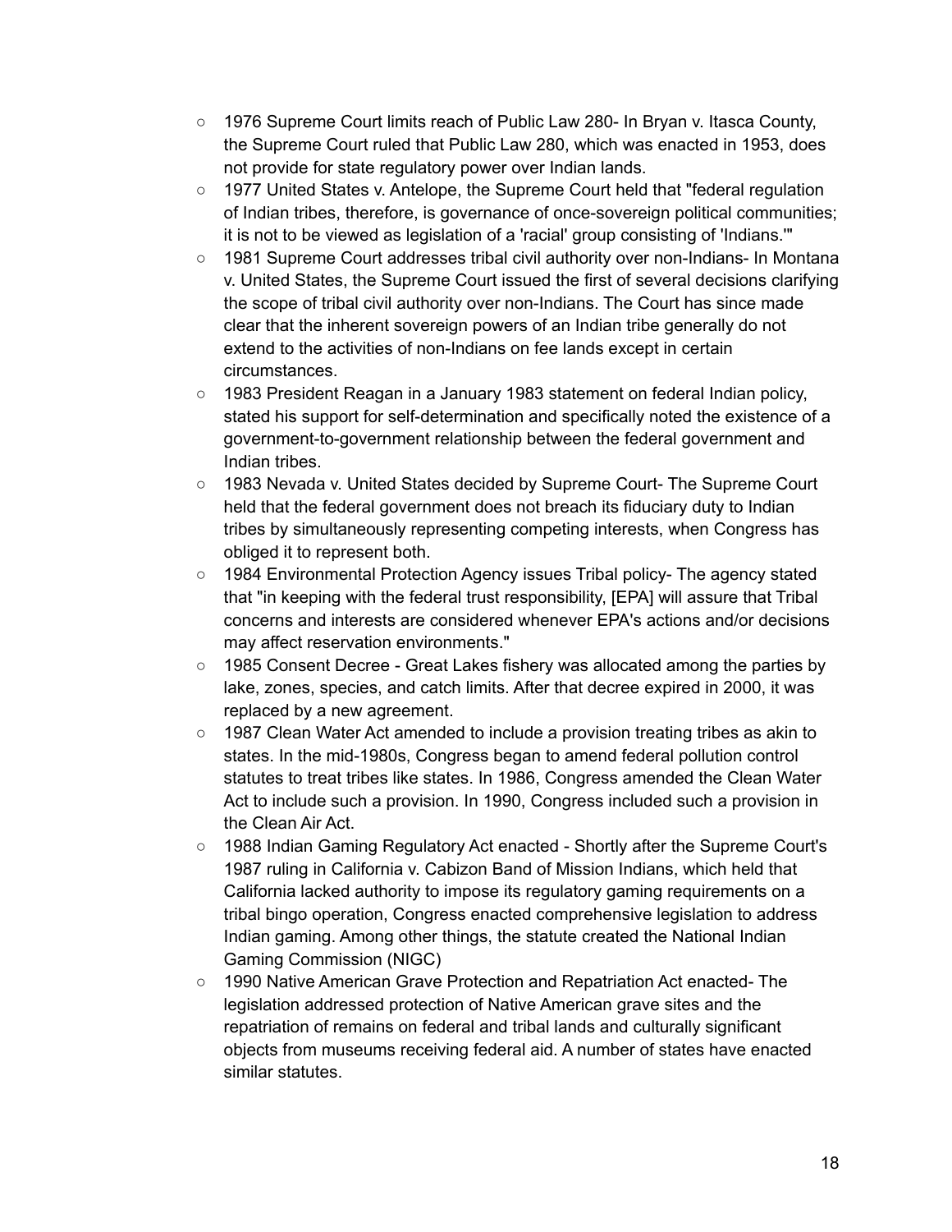- 1976 Supreme Court limits reach of Public Law 280- In Bryan v. Itasca County, the Supreme Court ruled that Public Law 280, which was enacted in 1953, does not provide for state regulatory power over Indian lands.
- 1977 United States v. Antelope, the Supreme Court held that "federal regulation of Indian tribes, therefore, is governance of once-sovereign political communities; it is not to be viewed as legislation of a 'racial' group consisting of 'Indians.'"
- 1981 Supreme Court addresses tribal civil authority over non-Indians- In Montana v. United States, the Supreme Court issued the first of several decisions clarifying the scope of tribal civil authority over non-Indians. The Court has since made clear that the inherent sovereign powers of an Indian tribe generally do not extend to the activities of non-Indians on fee lands except in certain circumstances.
- 1983 President Reagan in a January 1983 statement on federal Indian policy, stated his support for self-determination and specifically noted the existence of a government-to-government relationship between the federal government and Indian tribes.
- 1983 Nevada v. United States decided by Supreme Court- The Supreme Court held that the federal government does not breach its fiduciary duty to Indian tribes by simultaneously representing competing interests, when Congress has obliged it to represent both.
- 1984 Environmental Protection Agency issues Tribal policy- The agency stated that "in keeping with the federal trust responsibility, [EPA] will assure that Tribal concerns and interests are considered whenever EPA's actions and/or decisions may affect reservation environments."
- 1985 Consent Decree - Great Lakes fishery was allocated among the parties by lake, zones, species, and catch limits. After that decree expired in 2000, it was replaced by a new agreement.
- 1987 Clean Water Act amended to include a provision treating tribes as akin to states. In the mid-1980s, Congress began to amend federal pollution control statutes to treat tribes like states. In 1986, Congress amended the Clean Water Act to include such a provision. In 1990, Congress included such a provision in the Clean Air Act.
- 1988 Indian Gaming Regulatory Act enacted - Shortly after the Supreme Court's 1987 ruling in California v. Cabizon Band of Mission Indians, which held that California lacked authority to impose its regulatory gaming requirements on a tribal bingo operation, Congress enacted comprehensive legislation to address Indian gaming. Among other things, the statute created the National Indian Gaming Commission (NIGC)
- 1990 Native American Grave Protection and Repatriation Act enacted- The legislation addressed protection of Native American grave sites and the repatriation of remains on federal and tribal lands and culturally significant objects from museums receiving federal aid. A number of states have enacted similar statutes.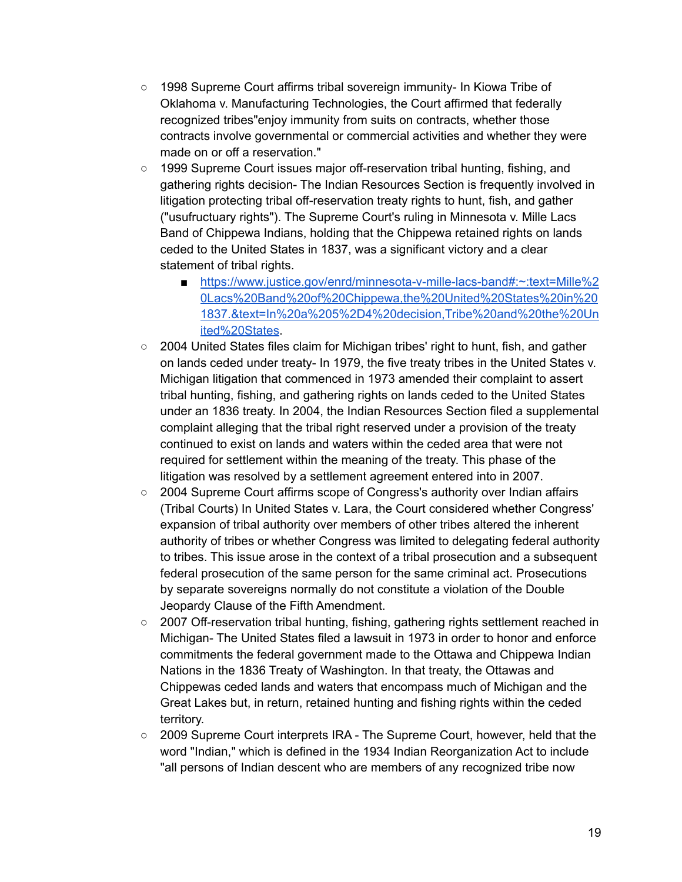- 1998 Supreme Court affirms tribal sovereign immunity- In Kiowa Tribe of Oklahoma v. Manufacturing Technologies, the Court affirmed that federally recognized tribes"enjoy immunity from suits on contracts, whether those contracts involve governmental or commercial activities and whether they were made on or off a reservation."
- 1999 Supreme Court issues major off-reservation tribal hunting, fishing, and gathering rights decision- The Indian Resources Section is frequently involved in litigation protecting tribal off-reservation treaty rights to hunt, fish, and gather ("usufructuary rights"). The Supreme Court's ruling in Minnesota v. Mille Lacs Band of Chippewa Indians, holding that the Chippewa retained rights on lands ceded to the United States in 1837, was a significant victory and a clear statement of tribal rights.
  - [https://www.justice.gov/enrd/minnesota-v-mille-lacs-band#:~:text=Mille%20Lacs%20Band%20of%20Chippewa,the%20United%20States%20in%201837.&text=In%20a%205%2D4%20decision,Tribe%20and%20the%20United%20States](https://www.justice.gov/enrd/minnesota-v-mille-lacs-band#:~:text=Mille%20Lacs%20Band%20of%20Chippewa,the%20United%20States%20in%201837.&text=In%20a%205%2D4%20decision,Tribe%20and%20the%20United%20States).
- 2004 United States files claim for Michigan tribes' right to hunt, fish, and gather on lands ceded under treaty- In 1979, the five treaty tribes in the United States v. Michigan litigation that commenced in 1973 amended their complaint to assert tribal hunting, fishing, and gathering rights on lands ceded to the United States under an 1836 treaty. In 2004, the Indian Resources Section filed a supplemental complaint alleging that the tribal right reserved under a provision of the treaty continued to exist on lands and waters within the ceded area that were not required for settlement within the meaning of the treaty. This phase of the litigation was resolved by a settlement agreement entered into in 2007.
- 2004 Supreme Court affirms scope of Congress's authority over Indian affairs (Tribal Courts) In United States v. Lara, the Court considered whether Congress' expansion of tribal authority over members of other tribes altered the inherent authority of tribes or whether Congress was limited to delegating federal authority to tribes. This issue arose in the context of a tribal prosecution and a subsequent federal prosecution of the same person for the same criminal act. Prosecutions by separate sovereigns normally do not constitute a violation of the Double Jeopardy Clause of the Fifth Amendment.
- 2007 Off-reservation tribal hunting, fishing, gathering rights settlement reached in Michigan- The United States filed a lawsuit in 1973 in order to honor and enforce commitments the federal government made to the Ottawa and Chippewa Indian Nations in the 1836 Treaty of Washington. In that treaty, the Ottawas and Chippewas ceded lands and waters that encompass much of Michigan and the Great Lakes but, in return, retained hunting and fishing rights within the ceded territory.
- 2009 Supreme Court interprets IRA - The Supreme Court, however, held that the word "Indian," which is defined in the 1934 Indian Reorganization Act to include "all persons of Indian descent who are members of any recognized tribe now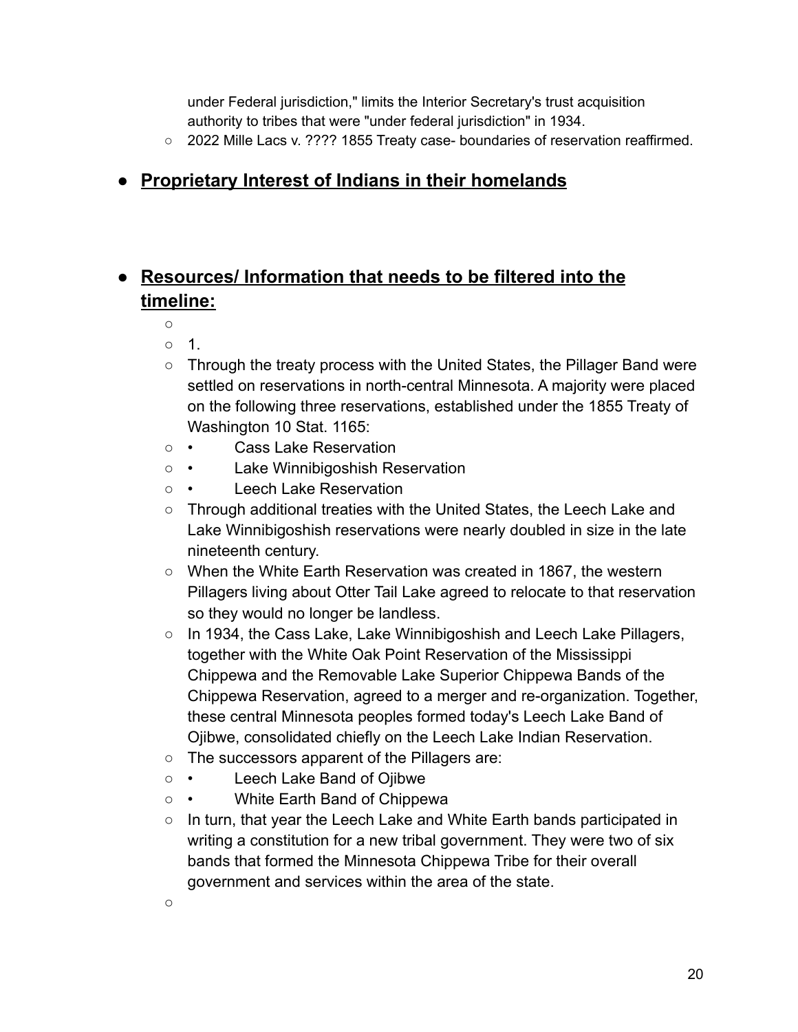under Federal jurisdiction," limits the Interior Secretary's trust acquisition authority to tribes that were "under federal jurisdiction" in 1934.

- 2022 Mille Lacs v. ???? 1855 Treaty case- boundaries of reservation reaffirmed.

- **<u>Proprietary Interest of Indians in their homelands</u>**

- **<u>Resources/ Information that needs to be filtered into the timeline:</u>**
  - 
  - 1.
  - Through the treaty process with the United States, the Pillager Band were settled on reservations in north-central Minnesota. A majority were placed on the following three reservations, established under the 1855 Treaty of Washington 10 Stat. 1165:
  - • Cass Lake Reservation
  - • Lake Winnibigoshish Reservation
  - • Leech Lake Reservation
  - Through additional treaties with the United States, the Leech Lake and Lake Winnibigoshish reservations were nearly doubled in size in the late nineteenth century.
  - When the White Earth Reservation was created in 1867, the western Pillagers living about Otter Tail Lake agreed to relocate to that reservation so they would no longer be landless.
  - In 1934, the Cass Lake, Lake Winnibigoshish and Leech Lake Pillagers, together with the White Oak Point Reservation of the Mississippi Chippewa and the Removable Lake Superior Chippewa Bands of the Chippewa Reservation, agreed to a merger and re-organization. Together, these central Minnesota peoples formed today's Leech Lake Band of Ojibwe, consolidated chiefly on the Leech Lake Indian Reservation.
  - The successors apparent of the Pillagers are:
  - • Leech Lake Band of Ojibwe
  - • White Earth Band of Chippewa
  - In turn, that year the Leech Lake and White Earth bands participated in writing a constitution for a new tribal government. They were two of six bands that formed the Minnesota Chippewa Tribe for their overall government and services within the area of the state.
  -